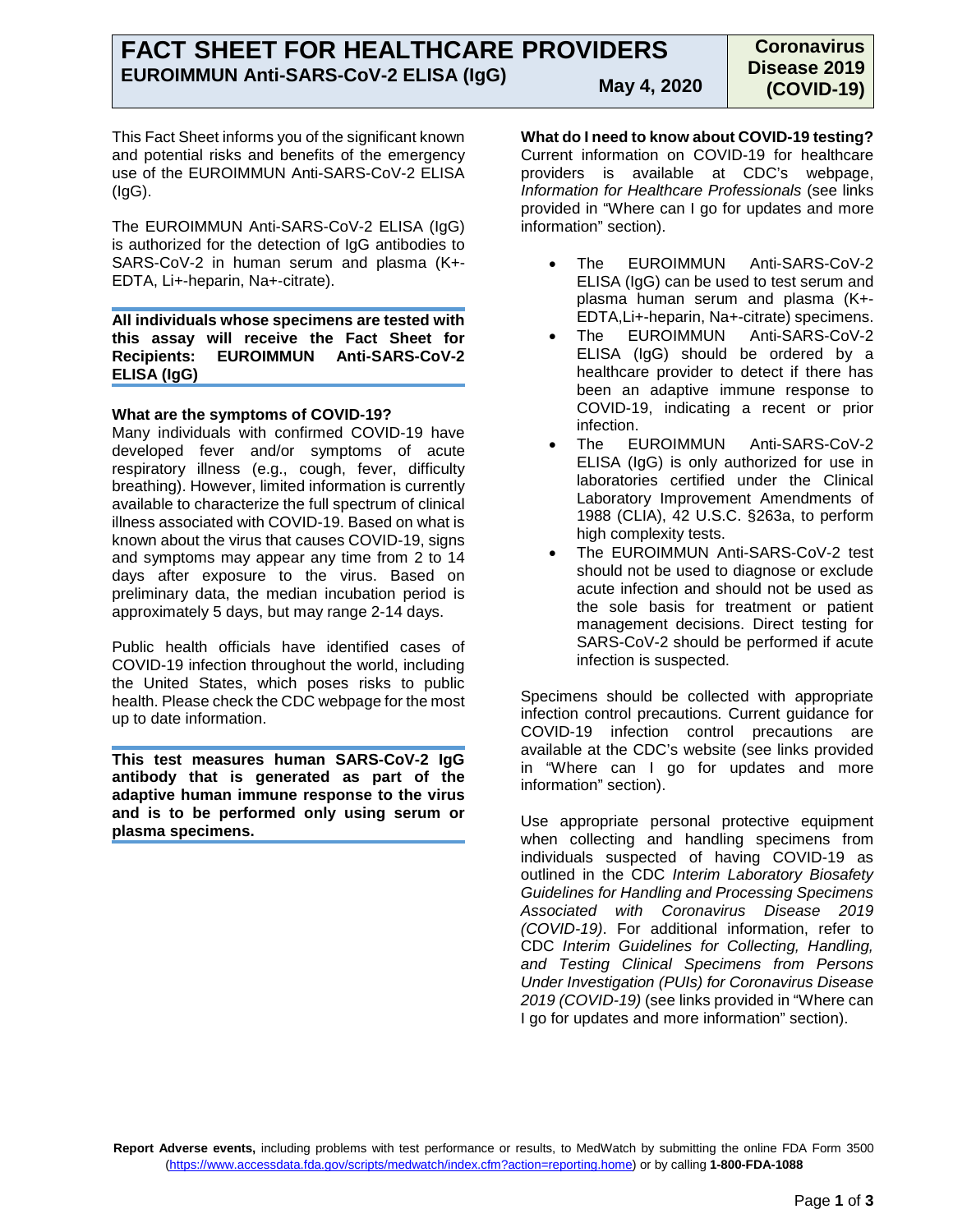# FACT SHEET FOR HEALTHCARE PROVIDERS

## EUROIMMUN Anti-SARS-CoV-2 ELISA (IgG)

**May 4, 2020**

**Coronavirus Disease 2019 (COVID-19)**

This Fact Sheet informs you of the significant known and potential risks and benefits of the emergency use of the EUROIMMUN Anti-SARS-CoV-2 ELISA (IgG).

The EUROIMMUN Anti-SARS-CoV-2 ELISA (IgG) is authorized for the detection of IgG antibodies to SARS-CoV-2 in human serum and plasma (K+-EDTA, Li+-heparin, Na+-citrate).

**All individuals whose specimens are tested with this assay will receive the Fact Sheet for Recipients: EUROIMMUN Anti-SARS-CoV-2 ELISA (IgG)**

**What are the symptoms of COVID-19?**

Many individuals with confirmed COVID-19 have developed fever and/or symptoms of acute respiratory illness (e.g., cough, fever, difficulty breathing). However, limited information is currently available to characterize the full spectrum of clinical illness associated with COVID-19. Based on what is known about the virus that causes COVID-19, signs and symptoms may appear any time from 2 to 14 days after exposure to the virus. Based on preliminary data, the median incubation period is approximately 5 days, but may range 2-14 days.

Public health officials have identified cases of COVID-19 infection throughout the world, including the United States, which poses risks to public health. Please check the CDC webpage for the most up to date information.

**This test measures human SARS-CoV-2 IgG antibody that is generated as part of the adaptive human immune response to the virus and is to be performed only using serum or plasma specimens.**

**What do I need to know about COVID-19 testing?**

Current information on COVID-19 for healthcare providers is available at CDC's webpage, *Information for Healthcare Professionals* (see links provided in "Where can I go for updates and more information" section).

- The EUROIMMUN Anti-SARS-CoV-2 ELISA (IgG) can be used to test serum and plasma human serum and plasma (K+-EDTA,Li+-heparin, Na+-citrate) specimens.
- The EUROIMMUN Anti-SARS-CoV-2 ELISA (IgG) should be ordered by a healthcare provider to detect if there has been an adaptive immune response to COVID-19, indicating a recent or prior infection.
- The EUROIMMUN Anti-SARS-CoV-2 ELISA (IgG) is only authorized for use in laboratories certified under the Clinical Laboratory Improvement Amendments of 1988 (CLIA), 42 U.S.C. §263a, to perform high complexity tests.
- The EUROIMMUN Anti-SARS-CoV-2 test should not be used to diagnose or exclude acute infection and should not be used as the sole basis for treatment or patient management decisions. Direct testing for SARS-CoV-2 should be performed if acute infection is suspected.

Specimens should be collected with appropriate infection control precautions. Current guidance for COVID-19 infection control precautions are available at the CDC's website (see links provided in "Where can I go for updates and more information" section).

Use appropriate personal protective equipment when collecting and handling specimens from individuals suspected of having COVID-19 as outlined in the CDC *Interim Laboratory Biosafety Guidelines for Handling and Processing Specimens Associated with Coronavirus Disease 2019 (COVID-19)*. For additional information, refer to CDC *Interim Guidelines for Collecting, Handling, and Testing Clinical Specimens from Persons Under Investigation (PUIs) for Coronavirus Disease 2019 (COVID-19)* (see links provided in "Where can I go for updates and more information" section).

**Report Adverse events,** including problems with test performance or results, to MedWatch by submitting the online FDA Form 3500 (https://www.accessdata.fda.gov/scripts/medwatch/index.cfm?action=reporting.home) or by calling **1-800-FDA-1088**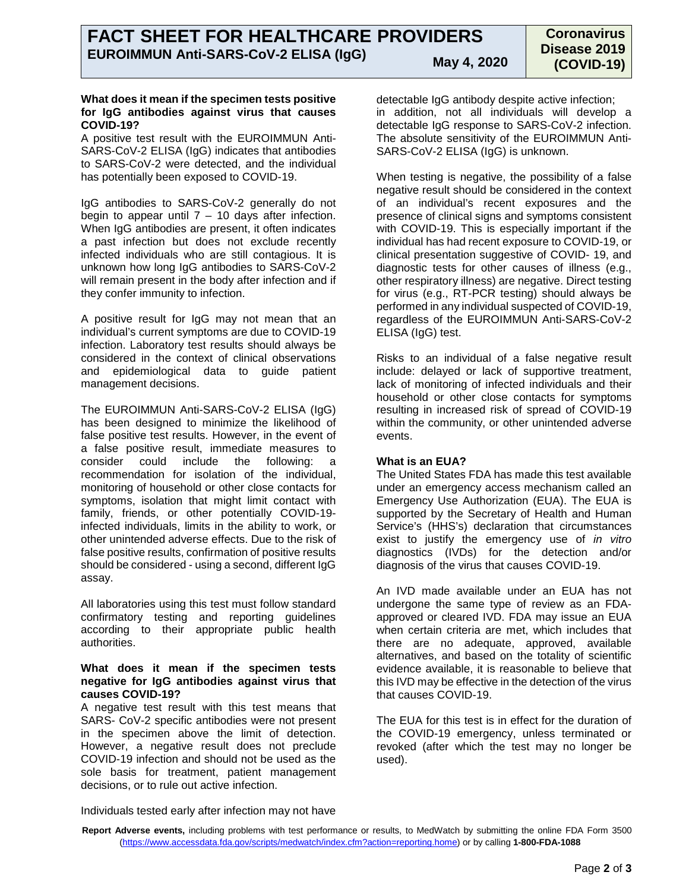# FACT SHEET FOR HEALTHCARE PROVIDERS

## EUROIMMUN Anti-SARS-CoV-2 ELISA (IgG)

**May 4, 2020**

**Coronavirus Disease 2019 (COVID-19)**

**What does it mean if the specimen tests positive for IgG antibodies against virus that causes COVID-19?**

A positive test result with the EUROIMMUN Anti-SARS-CoV-2 ELISA (IgG) indicates that antibodies to SARS-CoV-2 were detected, and the individual has potentially been exposed to COVID-19.

IgG antibodies to SARS-CoV-2 generally do not begin to appear until 7 – 10 days after infection. When IgG antibodies are present, it often indicates a past infection but does not exclude recently infected individuals who are still contagious. It is unknown how long IgG antibodies to SARS-CoV-2 will remain present in the body after infection and if they confer immunity to infection.

A positive result for IgG may not mean that an individual's current symptoms are due to COVID-19 infection. Laboratory test results should always be considered in the context of clinical observations and epidemiological data to guide patient management decisions.

The EUROIMMUN Anti-SARS-CoV-2 ELISA (IgG) has been designed to minimize the likelihood of false positive test results. However, in the event of a false positive result, immediate measures to consider could include the following: a recommendation for isolation of the individual, monitoring of household or other close contacts for symptoms, isolation that might limit contact with family, friends, or other potentially COVID-19-infected individuals, limits in the ability to work, or other unintended adverse effects. Due to the risk of false positive results, confirmation of positive results should be considered - using a second, different IgG assay.

All laboratories using this test must follow standard confirmatory testing and reporting guidelines according to their appropriate public health authorities.

**What does it mean if the specimen tests negative for IgG antibodies against virus that causes COVID-19?**

A negative test result with this test means that SARS- CoV-2 specific antibodies were not present in the specimen above the limit of detection. However, a negative result does not preclude COVID-19 infection and should not be used as the sole basis for treatment, patient management decisions, or to rule out active infection.

Individuals tested early after infection may not have detectable IgG antibody despite active infection; in addition, not all individuals will develop a detectable IgG response to SARS-CoV-2 infection. The absolute sensitivity of the EUROIMMUN Anti-SARS-CoV-2 ELISA (IgG) is unknown.

When testing is negative, the possibility of a false negative result should be considered in the context of an individual's recent exposures and the presence of clinical signs and symptoms consistent with COVID-19. This is especially important if the individual has had recent exposure to COVID-19, or clinical presentation suggestive of COVID- 19, and diagnostic tests for other causes of illness (e.g., other respiratory illness) are negative. Direct testing for virus (e.g., RT-PCR testing) should always be performed in any individual suspected of COVID-19, regardless of the EUROIMMUN Anti-SARS-CoV-2 ELISA (IgG) test.

Risks to an individual of a false negative result include: delayed or lack of supportive treatment, lack of monitoring of infected individuals and their household or other close contacts for symptoms resulting in increased risk of spread of COVID-19 within the community, or other unintended adverse events.

**What is an EUA?**

The United States FDA has made this test available under an emergency access mechanism called an Emergency Use Authorization (EUA). The EUA is supported by the Secretary of Health and Human Service's (HHS's) declaration that circumstances exist to justify the emergency use of *in vitro* diagnostics (IVDs) for the detection and/or diagnosis of the virus that causes COVID-19.

An IVD made available under an EUA has not undergone the same type of review as an FDA-approved or cleared IVD. FDA may issue an EUA when certain criteria are met, which includes that there are no adequate, approved, available alternatives, and based on the totality of scientific evidence available, it is reasonable to believe that this IVD may be effective in the detection of the virus that causes COVID-19.

The EUA for this test is in effect for the duration of the COVID-19 emergency, unless terminated or revoked (after which the test may no longer be used).

**Report Adverse events,** including problems with test performance or results, to MedWatch by submitting the online FDA Form 3500 (https://www.accessdata.fda.gov/scripts/medwatch/index.cfm?action=reporting.home) or by calling **1-800-FDA-1088**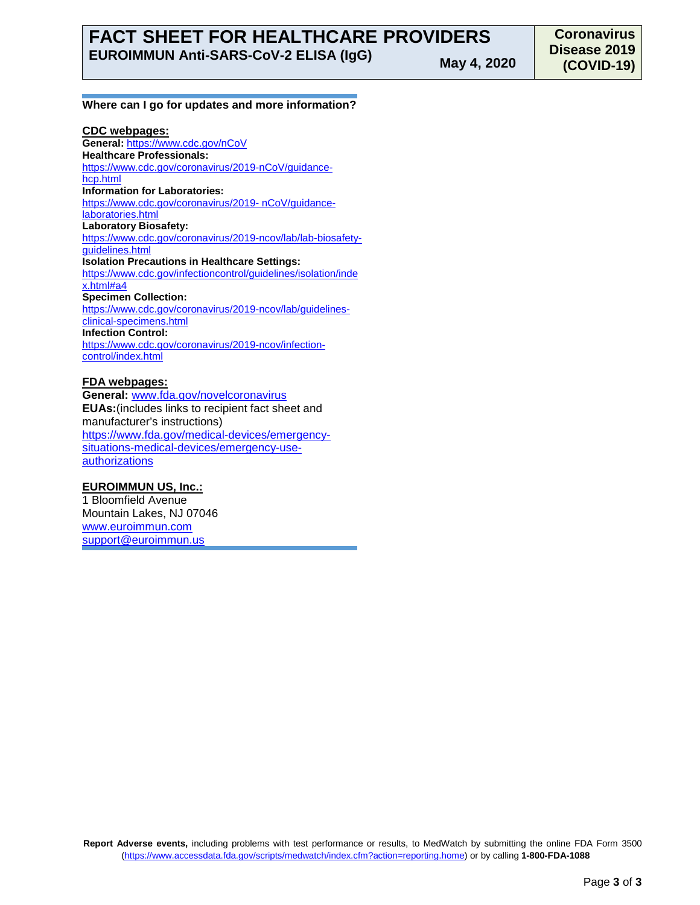## Where can I go for updates and more information?

**CDC webpages:**

**General:** https://www.cdc.gov/nCoV

**Healthcare Professionals:**
https://www.cdc.gov/coronavirus/2019-nCoV/guidance-hcp.html

**Information for Laboratories:**
https://www.cdc.gov/coronavirus/2019- nCoV/guidance-laboratories.html

**Laboratory Biosafety:**
https://www.cdc.gov/coronavirus/2019-ncov/lab/lab-biosafety-guidelines.html

**Isolation Precautions in Healthcare Settings:**
https://www.cdc.gov/infectioncontrol/guidelines/isolation/index.html#a4

**Specimen Collection:**
https://www.cdc.gov/coronavirus/2019-ncov/lab/guidelines-clinical-specimens.html

**Infection Control:**
https://www.cdc.gov/coronavirus/2019-ncov/infection-control/index.html

**FDA webpages:**

**General:** www.fda.gov/novelcoronavirus

**EUAs:**(includes links to recipient fact sheet and manufacturer's instructions)
https://www.fda.gov/medical-devices/emergency-situations-medical-devices/emergency-use-authorizations

**EUROIMMUN US, Inc.:**

1 Bloomfield Avenue
Mountain Lakes, NJ 07046
www.euroimmun.com
support@euroimmun.us

**Report Adverse events,** including problems with test performance or results, to MedWatch by submitting the online FDA Form 3500 (https://www.accessdata.fda.gov/scripts/medwatch/index.cfm?action=reporting.home) or by calling **1-800-FDA-1088**